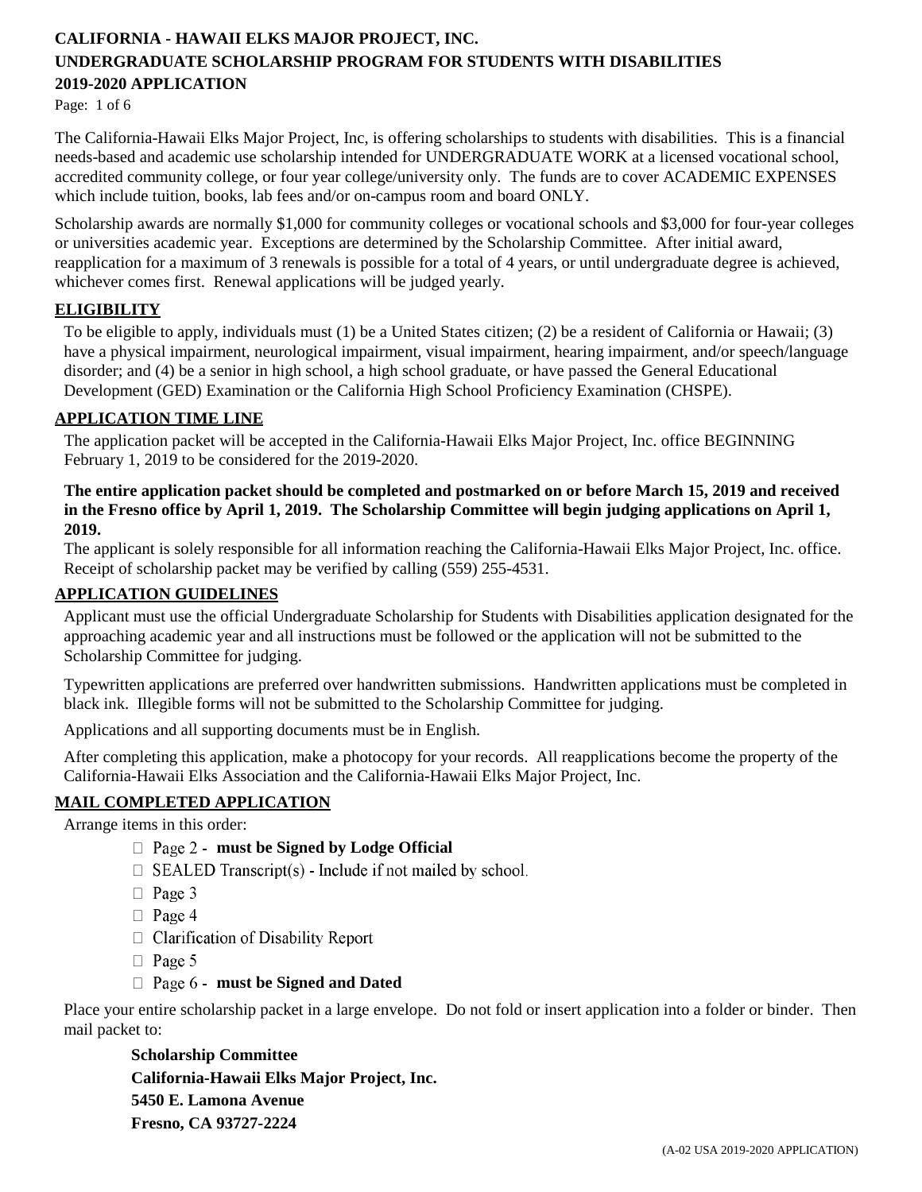# CALIFORNIA - HAWAII ELKS MAJOR PROJECT, INC.
# UNDERGRADUATE SCHOLARSHIP PROGRAM FOR STUDENTS WITH DISABILITIES
# 2019-2020 APPLICATION

The California-Hawaii Elks Major Project, Inc, is offering scholarships to students with disabilities. This is a financial needs-based and academic use scholarship intended for UNDERGRADUATE WORK at a licensed vocational school, accredited community college, or four year college/university only. The funds are to cover ACADEMIC EXPENSES which include tuition, books, lab fees and/or on-campus room and board ONLY.

Scholarship awards are normally $1,000 for community colleges or vocational schools and $3,000 for four-year colleges or universities academic year. Exceptions are determined by the Scholarship Committee. After initial award, reapplication for a maximum of 3 renewals is possible for a total of 4 years, or until undergraduate degree is achieved, whichever comes first. Renewal applications will be judged yearly.

## ELIGIBILITY

To be eligible to apply, individuals must (1) be a United States citizen; (2) be a resident of California or Hawaii; (3) have a physical impairment, neurological impairment, visual impairment, hearing impairment, and/or speech/language disorder; and (4) be a senior in high school, a high school graduate, or have passed the General Educational Development (GED) Examination or the California High School Proficiency Examination (CHSPE).

## APPLICATION TIME LINE

The application packet will be accepted in the California-Hawaii Elks Major Project, Inc. office BEGINNING February 1, 2019 to be considered for the 2019-2020.

**The entire application packet should be completed and postmarked on or before March 15, 2019 and received in the Fresno office by April 1, 2019. The Scholarship Committee will begin judging applications on April 1, 2019.**

The applicant is solely responsible for all information reaching the California-Hawaii Elks Major Project, Inc. office. Receipt of scholarship packet may be verified by calling (559) 255-4531.

## APPLICATION GUIDELINES

Applicant must use the official Undergraduate Scholarship for Students with Disabilities application designated for the approaching academic year and all instructions must be followed or the application will not be submitted to the Scholarship Committee for judging.

Typewritten applications are preferred over handwritten submissions. Handwritten applications must be completed in black ink. Illegible forms will not be submitted to the Scholarship Committee for judging.

Applications and all supporting documents must be in English.

After completing this application, make a photocopy for your records. All reapplications become the property of the California-Hawaii Elks Association and the California-Hawaii Elks Major Project, Inc.

## MAIL COMPLETED APPLICATION

Arrange items in this order:

- ☐ Page 2 - **must be Signed by Lodge Official**
- ☐ SEALED Transcript(s) - Include if not mailed by school.
- ☐ Page 3
- ☐ Page 4
- ☐ Clarification of Disability Report
- ☐ Page 5
- ☐ Page 6 - **must be Signed and Dated**

Place your entire scholarship packet in a large envelope. Do not fold or insert application into a folder or binder. Then mail packet to:

**Scholarship Committee**
**California-Hawaii Elks Major Project, Inc.**
**5450 E. Lamona Avenue**
**Fresno, CA 93727-2224**

(A-02 USA 2019-2020 APPLICATION)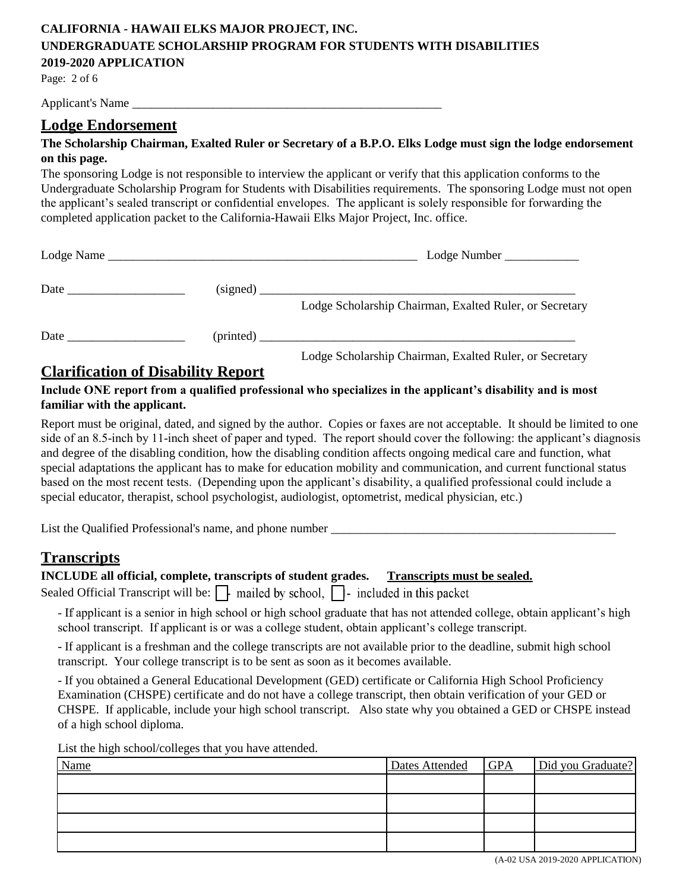**CALIFORNIA - HAWAII ELKS MAJOR PROJECT, INC.**
**UNDERGRADUATE SCHOLARSHIP PROGRAM FOR STUDENTS WITH DISABILITIES**
**2019-2020 APPLICATION**

Applicant's Name ____________________________________________________

## Lodge Endorsement

**The Scholarship Chairman, Exalted Ruler or Secretary of a B.P.O. Elks Lodge must sign the lodge endorsement on this page.**

The sponsoring Lodge is not responsible to interview the applicant or verify that this application conforms to the Undergraduate Scholarship Program for Students with Disabilities requirements. The sponsoring Lodge must not open the applicant's sealed transcript or confidential envelopes. The applicant is solely responsible for forwarding the completed application packet to the California-Hawaii Elks Major Project, Inc. office.

Lodge Name ____________________________________________________ Lodge Number ____________

Date ___________________ (signed) ______________________________________________________
Lodge Scholarship Chairman, Exalted Ruler, or Secretary

Date ___________________ (printed) ______________________________________________________
Lodge Scholarship Chairman, Exalted Ruler, or Secretary

## Clarification of Disability Report

**Include ONE report from a qualified professional who specializes in the applicant's disability and is most familiar with the applicant.**

Report must be original, dated, and signed by the author. Copies or faxes are not acceptable. It should be limited to one side of an 8.5-inch by 11-inch sheet of paper and typed. The report should cover the following: the applicant's diagnosis and degree of the disabling condition, how the disabling condition affects ongoing medical care and function, what special adaptations the applicant has to make for education mobility and communication, and current functional status based on the most recent tests. (Depending upon the applicant's disability, a qualified professional could include a special educator, therapist, school psychologist, audiologist, optometrist, medical physician, etc.)

List the Qualified Professional's name, and phone number ________________________________________________

## Transcripts

**INCLUDE all official, complete, transcripts of student grades.** **Transcripts must be sealed.**

Sealed Official Transcript will be: ☐ - mailed by school, ☐ - included in this packet

- If applicant is a senior in high school or high school graduate that has not attended college, obtain applicant's high school transcript. If applicant is or was a college student, obtain applicant's college transcript.
- If applicant is a freshman and the college transcripts are not available prior to the deadline, submit high school transcript. Your college transcript is to be sent as soon as it becomes available.
- If you obtained a General Educational Development (GED) certificate or California High School Proficiency Examination (CHSPE) certificate and do not have a college transcript, then obtain verification of your GED or CHSPE. If applicable, include your high school transcript. Also state why you obtained a GED or CHSPE instead of a high school diploma.

List the high school/colleges that you have attended.

| Name | Dates Attended | GPA | Did you Graduate? |
|---|---|---|---|
| | | | |
| | | | |
| | | | |
| | | | |

(A-02 USA 2019-2020 APPLICATION)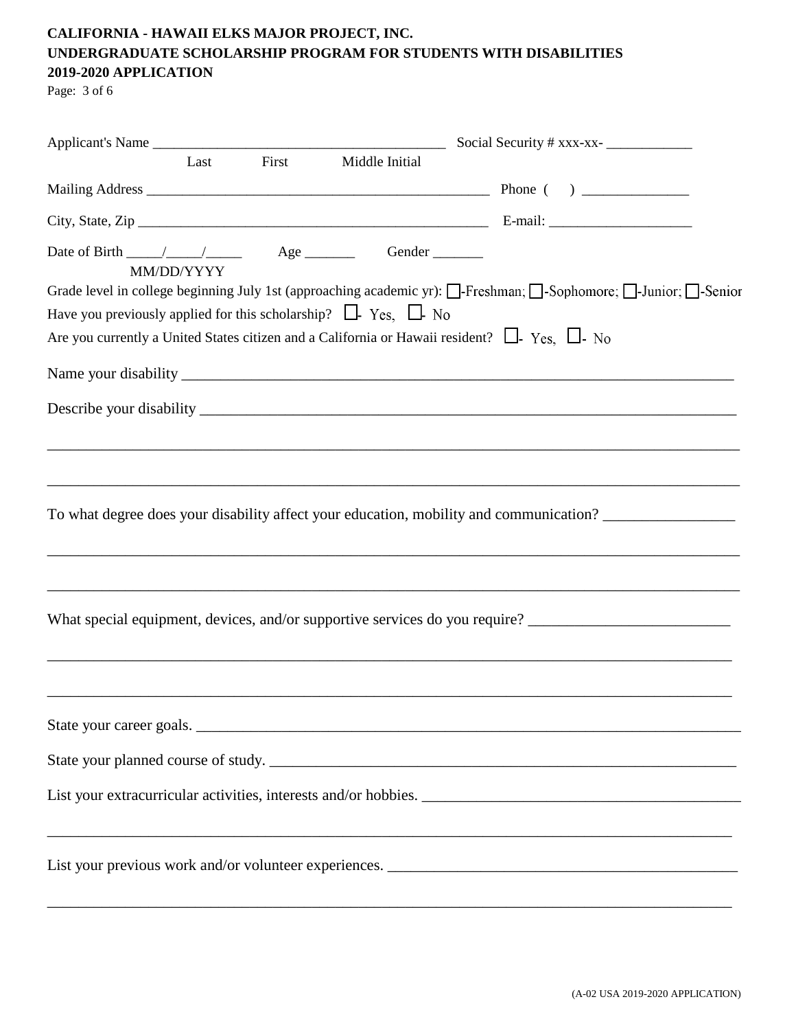**CALIFORNIA - HAWAII ELKS MAJOR PROJECT, INC.**
**UNDERGRADUATE SCHOLARSHIP PROGRAM FOR STUDENTS WITH DISABILITIES**
**2019-2020 APPLICATION**

Applicant's Name ________________________________________ Social Security # xxx-xx- ____________
Last First Middle Initial

Mailing Address ________________________________________________ Phone ( ) _______________

City, State, Zip ________________________________________________ E-mail: ____________________

Date of Birth _____/_____/_____ Age _______ Gender _______
MM/DD/YYYY

Grade level in college beginning July 1st (approaching academic yr): ☐-Freshman; ☐-Sophomore; ☐-Junior; ☐-Senior

Have you previously applied for this scholarship? ☐- Yes, ☐- No

Are you currently a United States citizen and a California or Hawaii resident? ☐- Yes, ☐- No

Name your disability ___________________________________________________________________________

Describe your disability ________________________________________________________________________

_____________________________________________________________________________________________

_____________________________________________________________________________________________

To what degree does your disability affect your education, mobility and communication? _________________

_____________________________________________________________________________________________

_____________________________________________________________________________________________

What special equipment, devices, and/or supportive services do you require? __________________________

_____________________________________________________________________________________________

_____________________________________________________________________________________________

State your career goals. _________________________________________________________________________

State your planned course of study. ______________________________________________________________

List your extracurricular activities, interests and/or hobbies. __________________________________________

_____________________________________________________________________________________________

List your previous work and/or volunteer experiences. _______________________________________________

_____________________________________________________________________________________________

(A-02 USA 2019-2020 APPLICATION)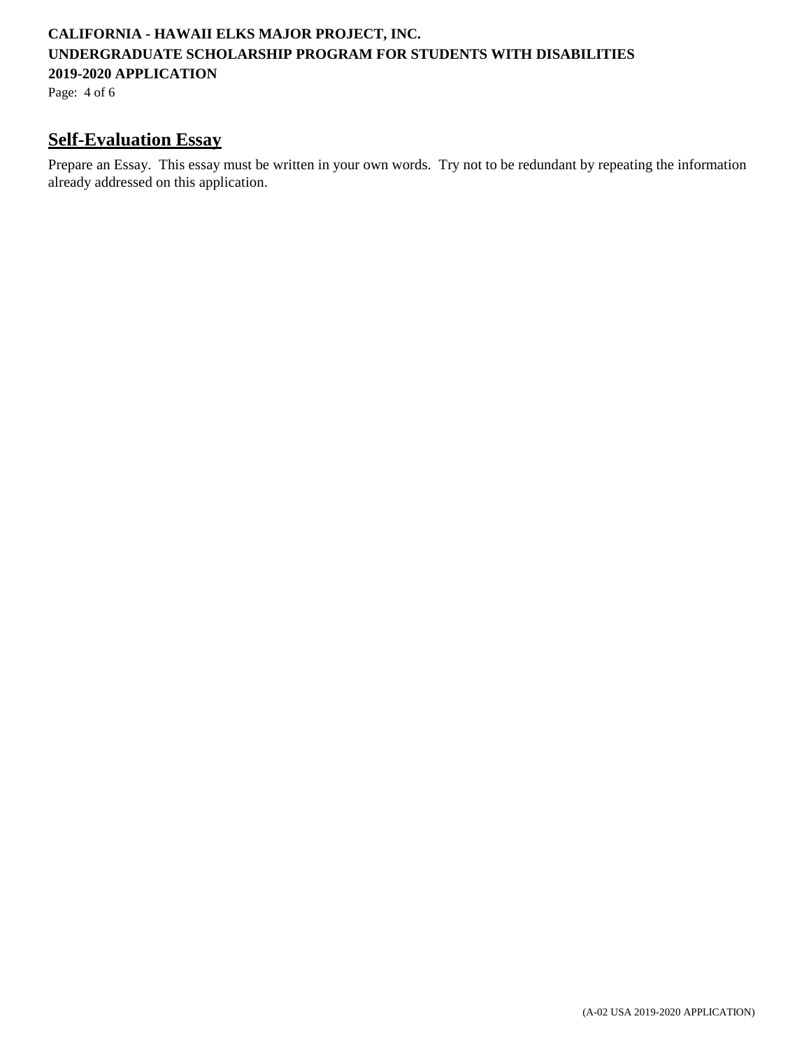## Self-Evaluation Essay

Prepare an Essay. This essay must be written in your own words. Try not to be redundant by repeating the information already addressed on this application.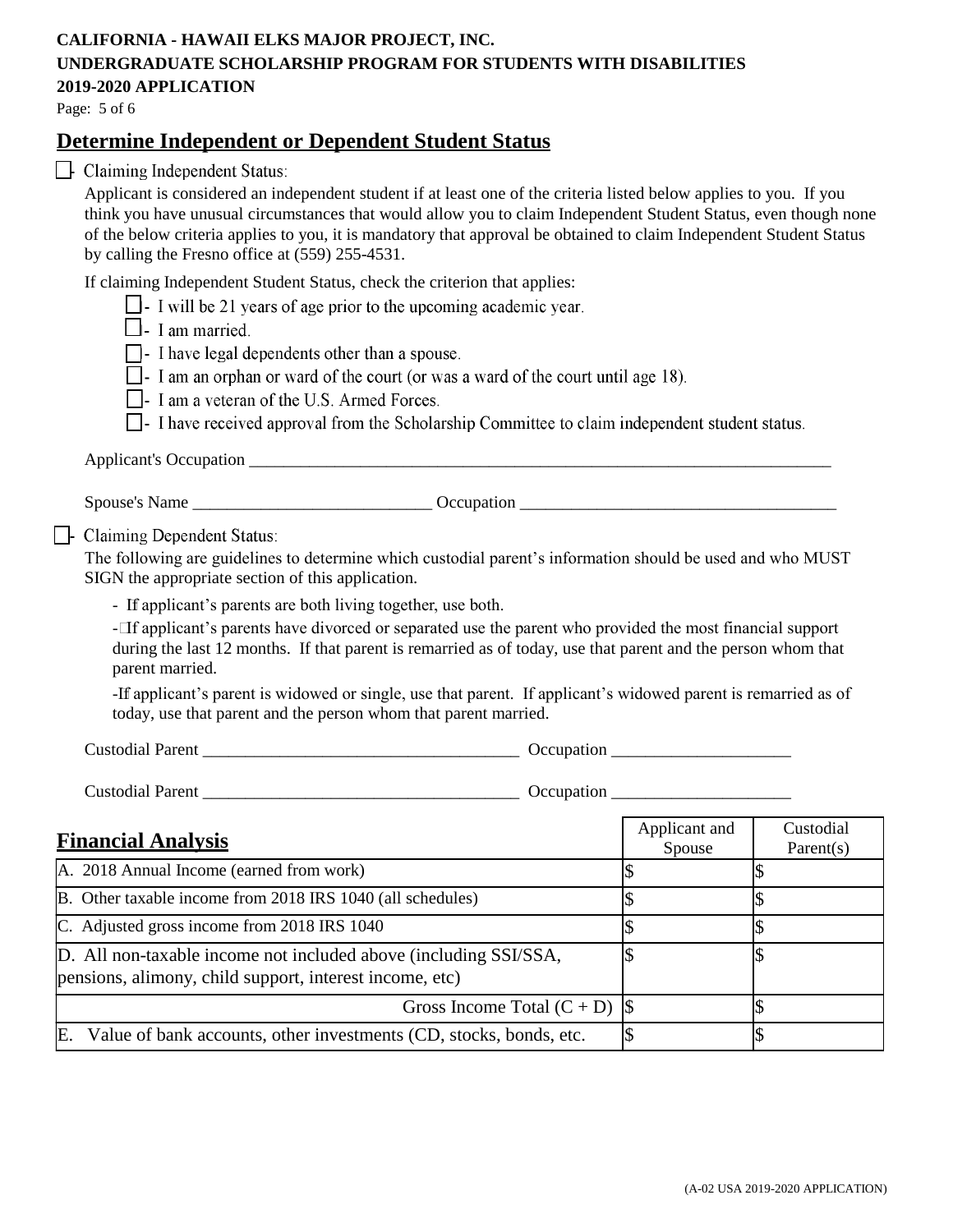**CALIFORNIA - HAWAII ELKS MAJOR PROJECT, INC.**
**UNDERGRADUATE SCHOLARSHIP PROGRAM FOR STUDENTS WITH DISABILITIES**
**2019-2020 APPLICATION**

## Determine Independent or Dependent Student Status

☐- Claiming Independent Status:

Applicant is considered an independent student if at least one of the criteria listed below applies to you. If you think you have unusual circumstances that would allow you to claim Independent Student Status, even though none of the below criteria applies to you, it is mandatory that approval be obtained to claim Independent Student Status by calling the Fresno office at (559) 255-4531.

If claiming Independent Student Status, check the criterion that applies:

- ☐- I will be 21 years of age prior to the upcoming academic year.
- ☐- I am married.
- ☐- I have legal dependents other than a spouse.
- ☐- I am an orphan or ward of the court (or was a ward of the court until age 18).
- ☐- I am a veteran of the U.S. Armed Forces.
- ☐- I have received approval from the Scholarship Committee to claim independent student status.

Applicant's Occupation ______________________________________________________________________

Spouse's Name ____________________________ Occupation _____________________________________

☐- Claiming Dependent Status:

The following are guidelines to determine which custodial parent's information should be used and who MUST SIGN the appropriate section of this application.

- If applicant's parents are both living together, use both.
- If applicant's parents have divorced or separated use the parent who provided the most financial support during the last 12 months. If that parent is remarried as of today, use that parent and the person whom that parent married.
- If applicant's parent is widowed or single, use that parent. If applicant's widowed parent is remarried as of today, use that parent and the person whom that parent married.

Custodial Parent _____________________________________ Occupation _____________________

Custodial Parent _____________________________________ Occupation _____________________

## Financial Analysis

| | Applicant and Spouse | Custodial Parent(s) |
|---|---|---|
| A. 2018 Annual Income (earned from work) | $ | $ |
| B. Other taxable income from 2018 IRS 1040 (all schedules) | $ | $ |
| C. Adjusted gross income from 2018 IRS 1040 | $ | $ |
| D. All non-taxable income not included above (including SSI/SSA, pensions, alimony, child support, interest income, etc) | $ | $ |
| Gross Income Total (C + D) | $ | $ |
| E. Value of bank accounts, other investments (CD, stocks, bonds, etc. | $ | $ |

(A-02 USA 2019-2020 APPLICATION)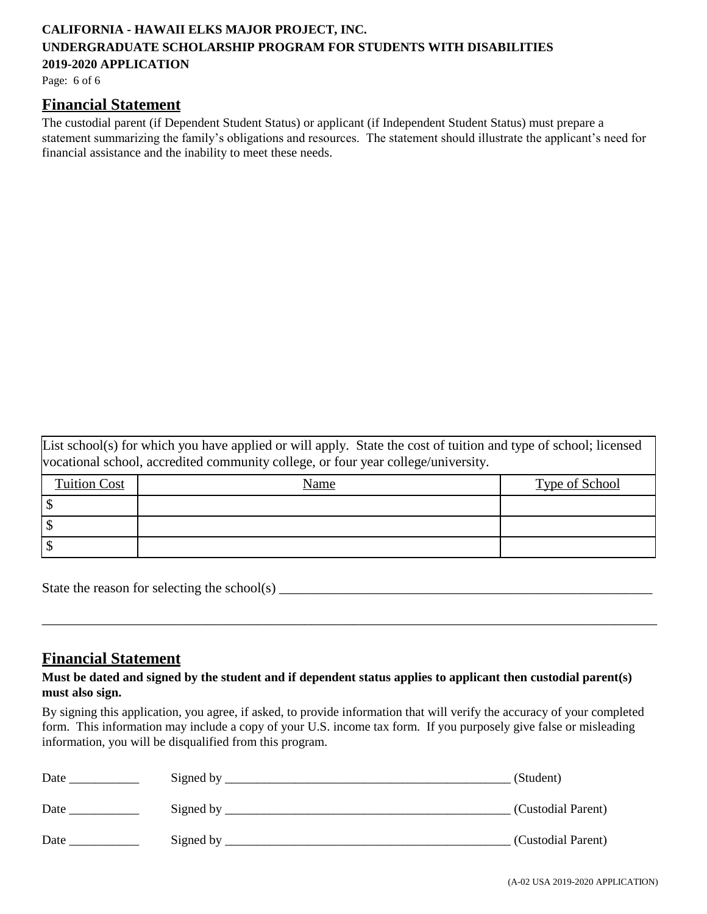**CALIFORNIA - HAWAII ELKS MAJOR PROJECT, INC.**
**UNDERGRADUATE SCHOLARSHIP PROGRAM FOR STUDENTS WITH DISABILITIES**
**2019-2020 APPLICATION**

## Financial Statement

The custodial parent (if Dependent Student Status) or applicant (if Independent Student Status) must prepare a statement summarizing the family's obligations and resources. The statement should illustrate the applicant's need for financial assistance and the inability to meet these needs.

List school(s) for which you have applied or will apply. State the cost of tuition and type of school; licensed vocational school, accredited community college, or four year college/university.

| Tuition Cost | Name | Type of School |
|---|---|---|
| $ | | |
| $ | | |
| $ | | |

State the reason for selecting the school(s) ___________________________________________________________

_____________________________________________________________________________________________

## Financial Statement

**Must be dated and signed by the student and if dependent status applies to applicant then custodial parent(s) must also sign.**

By signing this application, you agree, if asked, to provide information that will verify the accuracy of your completed form. This information may include a copy of your U.S. income tax form. If you purposely give false or misleading information, you will be disqualified from this program.

Date ___________ Signed by _______________________________________________ (Student)

Date ___________ Signed by _______________________________________________ (Custodial Parent)

Date ___________ Signed by _______________________________________________ (Custodial Parent)

(A-02 USA 2019-2020 APPLICATION)